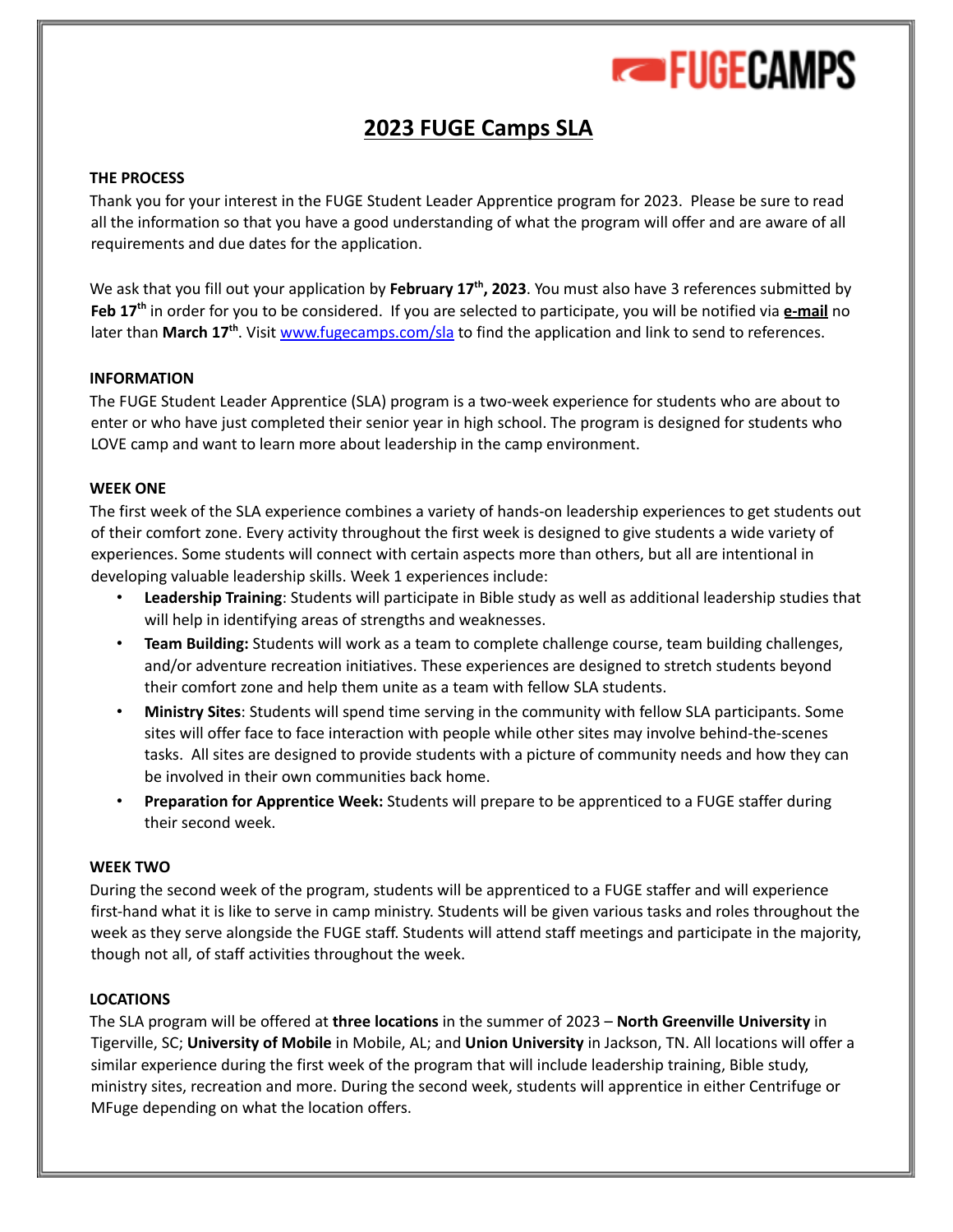# 2023 FUGE Camps SLA

### THE PROCESS

Thank you for your interest in the FUGE Student Leader Apprentice program for 2023. Please be sure to read all the information so that you have a good understanding of what the program will offer and are aware of all requirements and due dates for the application.

We ask that you fill out your application by **February 17th, 2023**. You must also have 3 references submitted by **Feb 17th** in order for you to be considered. If you are selected to participate, you will be notified via **e-mail** no later than **March 17th**. Visit [www.fugecamps.com/sla](www.fugecamps.com/sla) to find the application and link to send to references.

### INFORMATION

The FUGE Student Leader Apprentice (SLA) program is a two-week experience for students who are about to enter or who have just completed their senior year in high school. The program is designed for students who LOVE camp and want to learn more about leadership in the camp environment.

### WEEK ONE

The first week of the SLA experience combines a variety of hands-on leadership experiences to get students out of their comfort zone. Every activity throughout the first week is designed to give students a wide variety of experiences. Some students will connect with certain aspects more than others, but all are intentional in developing valuable leadership skills. Week 1 experiences include:

- **Leadership Training**: Students will participate in Bible study as well as additional leadership studies that will help in identifying areas of strengths and weaknesses.
- **Team Building:** Students will work as a team to complete challenge course, team building challenges, and/or adventure recreation initiatives. These experiences are designed to stretch students beyond their comfort zone and help them unite as a team with fellow SLA students.
- **Ministry Sites**: Students will spend time serving in the community with fellow SLA participants. Some sites will offer face to face interaction with people while other sites may involve behind-the-scenes tasks. All sites are designed to provide students with a picture of community needs and how they can be involved in their own communities back home.
- **Preparation for Apprentice Week:** Students will prepare to be apprenticed to a FUGE staffer during their second week.

### WEEK TWO

During the second week of the program, students will be apprenticed to a FUGE staffer and will experience first-hand what it is like to serve in camp ministry. Students will be given various tasks and roles throughout the week as they serve alongside the FUGE staff. Students will attend staff meetings and participate in the majority, though not all, of staff activities throughout the week.

### LOCATIONS

The SLA program will be offered at **three locations** in the summer of 2023 – **North Greenville University** in Tigerville, SC; **University of Mobile** in Mobile, AL; and **Union University** in Jackson, TN. All locations will offer a similar experience during the first week of the program that will include leadership training, Bible study, ministry sites, recreation and more. During the second week, students will apprentice in either Centrifuge or MFuge depending on what the location offers.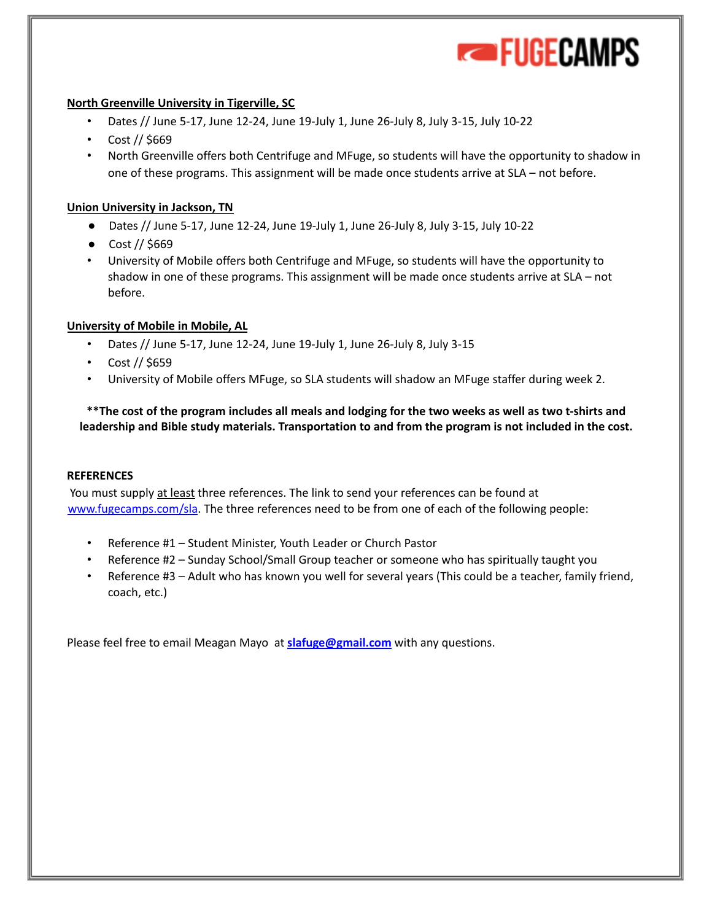**North Greenville University in Tigerville, SC**

- Dates // June 5-17, June 12-24, June 19-July 1, June 26-July 8, July 3-15, July 10-22
- Cost // $669
- North Greenville offers both Centrifuge and MFuge, so students will have the opportunity to shadow in one of these programs. This assignment will be made once students arrive at SLA – not before.

**Union University in Jackson, TN**

- Dates // June 5-17, June 12-24, June 19-July 1, June 26-July 8, July 3-15, July 10-22
- Cost // $669
- University of Mobile offers both Centrifuge and MFuge, so students will have the opportunity to shadow in one of these programs. This assignment will be made once students arrive at SLA – not before.

**University of Mobile in Mobile, AL**

- Dates // June 5-17, June 12-24, June 19-July 1, June 26-July 8, July 3-15
- Cost // $659
- University of Mobile offers MFuge, so SLA students will shadow an MFuge staffer during week 2.

**\*\*The cost of the program includes all meals and lodging for the two weeks as well as two t-shirts and leadership and Bible study materials. Transportation to and from the program is not included in the cost.**

**REFERENCES**

You must supply at least three references. The link to send your references can be found at www.fugecamps.com/sla. The three references need to be from one of each of the following people:

- Reference #1 – Student Minister, Youth Leader or Church Pastor
- Reference #2 – Sunday School/Small Group teacher or someone who has spiritually taught you
- Reference #3 – Adult who has known you well for several years (This could be a teacher, family friend, coach, etc.)

Please feel free to email Meagan Mayo at **slafuge@gmail.com** with any questions.